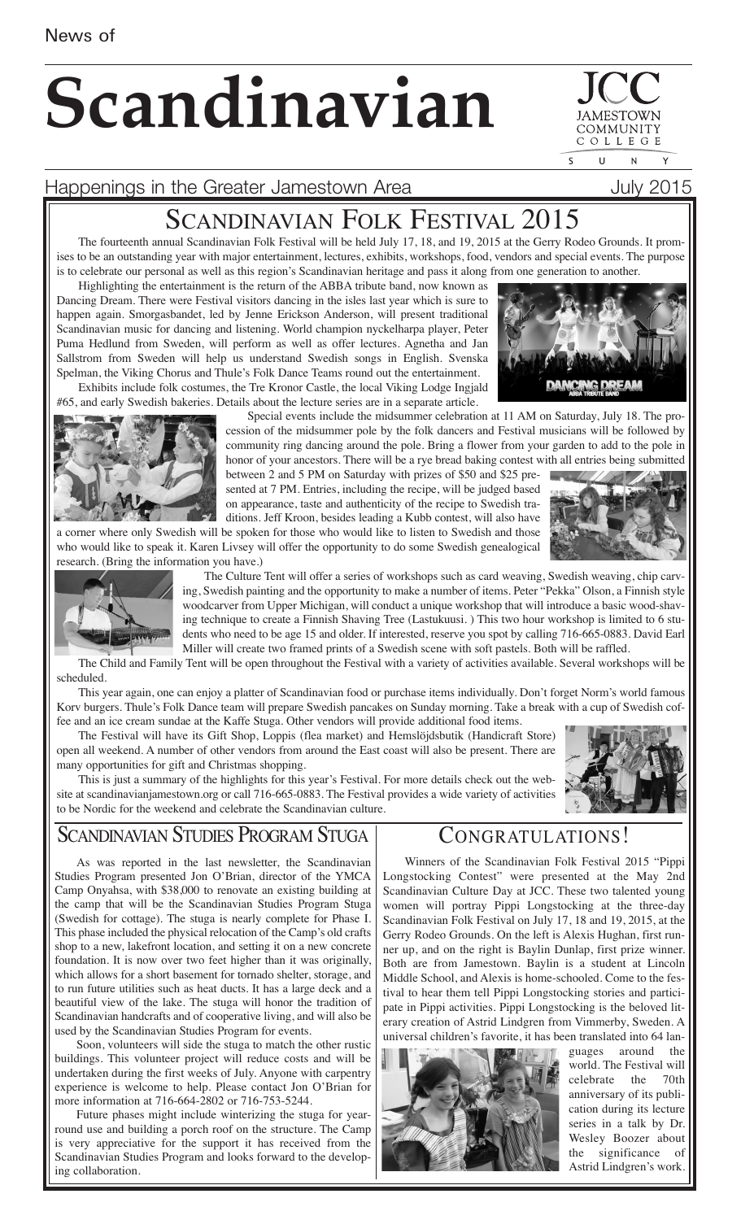News of

# Scandinavian

Happenings in the Greater Jamestown Area

July 2015

## Scandinavian Folk Festival 2015

The fourteenth annual Scandinavian Folk Festival will be held July 17, 18, and 19, 2015 at the Gerry Rodeo Grounds. It promises to be an outstanding year with major entertainment, lectures, exhibits, workshops, food, vendors and special events. The purpose is to celebrate our personal as well as this region's Scandinavian heritage and pass it along from one generation to another.

Highlighting the entertainment is the return of the ABBA tribute band, now known as Dancing Dream. There were Festival visitors dancing in the isles last year which is sure to happen again. Smorgasbandet, led by Jenne Erickson Anderson, will present traditional Scandinavian music for dancing and listening. World champion nyckelharpa player, Peter Puma Hedlund from Sweden, will perform as well as offer lectures. Agnetha and Jan Sallstrom from Sweden will help us understand Swedish songs in English. Svenska Spelman, the Viking Chorus and Thule's Folk Dance Teams round out the entertainment.

Exhibits include folk costumes, the Tre Kronor Castle, the local Viking Lodge Ingjald #65, and early Swedish bakeries. Details about the lecture series are in a separate article.

Special events include the midsummer celebration at 11 AM on Saturday, July 18. The procession of the midsummer pole by the folk dancers and Festival musicians will be followed by community ring dancing around the pole. Bring a flower from your garden to add to the pole in honor of your ancestors. There will be a rye bread baking contest with all entries being submitted between 2 and 5 PM on Saturday with prizes of $50 and $25 presented at 7 PM. Entries, including the recipe, will be judged based on appearance, taste and authenticity of the recipe to Swedish traditions. Jeff Kroon, besides leading a Kubb contest, will also have a corner where only Swedish will be spoken for those who would like to listen to Swedish and those who would like to speak it. Karen Livsey will offer the opportunity to do some Swedish genealogical research. (Bring the information you have.)

The Culture Tent will offer a series of workshops such as card weaving, Swedish weaving, chip carving, Swedish painting and the opportunity to make a number of items. Peter "Pekka" Olson, a Finnish style woodcarver from Upper Michigan, will conduct a unique workshop that will introduce a basic wood-shaving technique to create a Finnish Shaving Tree (Lastukuusi. ) This two hour workshop is limited to 6 students who need to be age 15 and older. If interested, reserve you spot by calling 716-665-0883. David Earl Miller will create two framed prints of a Swedish scene with soft pastels. Both will be raffled.

The Child and Family Tent will be open throughout the Festival with a variety of activities available. Several workshops will be scheduled.

This year again, one can enjoy a platter of Scandinavian food or purchase items individually. Don't forget Norm's world famous Korv burgers. Thule's Folk Dance team will prepare Swedish pancakes on Sunday morning. Take a break with a cup of Swedish coffee and an ice cream sundae at the Kaffe Stuga. Other vendors will provide additional food items.

The Festival will have its Gift Shop, Loppis (flea market) and Hemslöjdsbutik (Handicraft Store) open all weekend. A number of other vendors from around the East coast will also be present. There are many opportunities for gift and Christmas shopping.

This is just a summary of the highlights for this year's Festival. For more details check out the website at scandinavianjamestown.org or call 716-665-0883. The Festival provides a wide variety of activities to be Nordic for the weekend and celebrate the Scandinavian culture.

## Scandinavian Studies Program Stuga

As was reported in the last newsletter, the Scandinavian Studies Program presented Jon O'Brian, director of the YMCA Camp Onyahsa, with $38,000 to renovate an existing building at the camp that will be the Scandinavian Studies Program Stuga (Swedish for cottage). The stuga is nearly complete for Phase I. This phase included the physical relocation of the Camp's old crafts shop to a new, lakefront location, and setting it on a new concrete foundation. It is now over two feet higher than it was originally, which allows for a short basement for tornado shelter, storage, and to run future utilities such as heat ducts. It has a large deck and a beautiful view of the lake. The stuga will honor the tradition of Scandinavian handcrafts and of cooperative living, and will also be used by the Scandinavian Studies Program for events.

Soon, volunteers will side the stuga to match the other rustic buildings. This volunteer project will reduce costs and will be undertaken during the first weeks of July. Anyone with carpentry experience is welcome to help. Please contact Jon O'Brian for more information at 716-664-2802 or 716-753-5244.

Future phases might include winterizing the stuga for year-round use and building a porch roof on the structure. The Camp is very appreciative for the support it has received from the Scandinavian Studies Program and looks forward to the developing collaboration.

## Congratulations!

Winners of the Scandinavian Folk Festival 2015 "Pippi Longstocking Contest" were presented at the May 2nd Scandinavian Culture Day at JCC. These two talented young women will portray Pippi Longstocking at the three-day Scandinavian Folk Festival on July 17, 18 and 19, 2015, at the Gerry Rodeo Grounds. On the left is Alexis Hughan, first runner up, and on the right is Baylin Dunlap, first prize winner. Both are from Jamestown. Baylin is a student at Lincoln Middle School, and Alexis is home-schooled. Come to the festival to hear them tell Pippi Longstocking stories and participate in Pippi activities. Pippi Longstocking is the beloved literary creation of Astrid Lindgren from Vimmerby, Sweden. A universal children's favorite, it has been translated into 64 languages around the world. The Festival will celebrate the 70th anniversary of its publication during its lecture series in a talk by Dr. Wesley Boozer about the significance of Astrid Lindgren's work.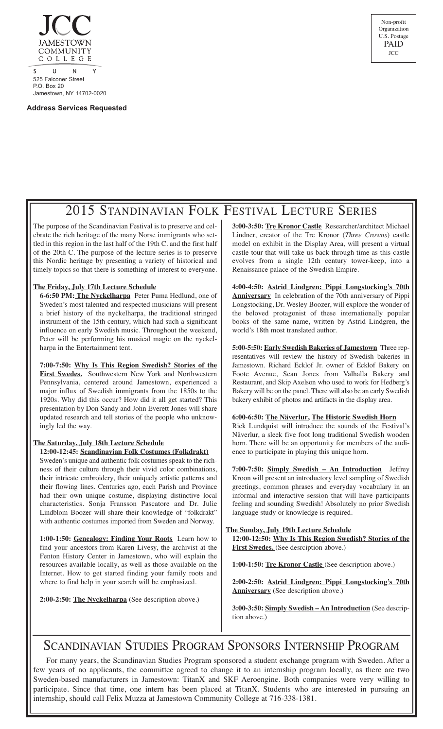JCC
JAMESTOWN
COMMUNITY
COLLEGE
SUNY

525 Falconer Street
P.O. Box 20
Jamestown, NY 14702-0020

**Address Services Requested**

Non-profit Organization
U.S. Postage
PAID
JCC

# 2015 Standinavian Folk Festival Lecture Series

The purpose of the Scandinavian Festival is to preserve and celebrate the rich heritage of the many Norse immigrants who settled in this region in the last half of the 19th C. and the first half of the 20th C. The purpose of the lecture series is to preserve this Nordic heritage by presenting a variety of historical and timely topics so that there is something of interest to everyone.

**The Friday, July 17th Lecture Schedule**

**6-6:50 PM: The Nyckelharpa** Peter Puma Hedlund, one of Sweden's most talented and respected musicians will present a brief history of the nyckelharpa, the traditional stringed instrument of the 15th century, which had such a significant influence on early Swedish music. Throughout the weekend, Peter will be performing his musical magic on the nyckelharpa in the Entertainment tent.

**7:00-7:50: Why Is This Region Swedish? Stories of the First Swedes.** Southwestern New York and Northwestern Pennsylvania, centered around Jamestown, experienced a major influx of Swedish immigrants from the 1850s to the 1920s. Why did this occur? How did it all get started? This presentation by Don Sandy and John Everett Jones will share updated research and tell stories of the people who unknowingly led the way.

**The Saturday, July 18th Lecture Schedule**

**12:00-12:45: Scandinavian Folk Costumes (Folkdrakt)**
Sweden's unique and authentic folk costumes speak to the richness of their culture through their vivid color combinations, their intricate embroidery, their uniquely artistic patterns and their flowing lines. Centuries ago, each Parish and Province had their own unique costume, displaying distinctive local characteristics. Sonja Fransson Pascatore and Dr. Julie Lindblom Boozer will share their knowledge of "folkdrakt" with authentic costumes imported from Sweden and Norway.

**1:00-1:50: Genealogy: Finding Your Roots** Learn how to find your ancestors from Karen Livesy, the archivist at the Fenton History Center in Jamestown, who will explain the resources available locally, as well as those available on the Internet. How to get started finding your family roots and where to find help in your search will be emphasized.

**2:00-2:50: The Nyckelharpa** (See description above.)

**3:00-3:50: Tre Kronor Castle** Researcher/architect Michael Lindner, creator of the Tre Kronor (*Three Crowns*) castle model on exhibit in the Display Area, will present a virtual castle tour that will take us back through time as this castle evolves from a single 12th century tower-keep, into a Renaissance palace of the Swedish Empire.

**4:00-4:50: Astrid Lindgren: Pippi Longstocking's 70th Anniversary** In celebration of the 70th anniversary of Pippi Longstocking, Dr. Wesley Boozer, will explore the wonder of the beloved protagonist of these internationally popular books of the same name, written by Astrid Lindgren, the world's 18th most translated author.

**5:00-5:50: Early Swedish Bakeries of Jamestown** Three representatives will review the history of Swedish bakeries in Jamestown. Richard Ecklof Jr. owner of Ecklof Bakery on Foote Avenue, Sean Jones from Valhalla Bakery and Restaurant, and Skip Axelson who used to work for Hedberg's Bakery will be on the panel. There will also be an early Swedish bakery exhibit of photos and artifacts in the display area.

**6:00-6:50: The Näverlur, The Historic Swedish Horn**
Rick Lundquist will introduce the sounds of the Festival's Näverlur, a sleek five foot long traditional Swedish wooden horn. There will be an opportunity for members of the audience to participate in playing this unique horn.

**7:00-7:50: Simply Swedish – An Introduction** Jeffrey Kroon will present an introductory level sampling of Swedish greetings, common phrases and everyday vocabulary in an informal and interactive session that will have participants feeling and sounding Swedish! Absolutely no prior Swedish language study or knowledge is required.

**The Sunday, July 19th Lecture Schedule**

**12:00-12:50: Why Is This Region Swedish? Stories of the First Swedes.** (See desrciption above.)

**1:00-1:50: Tre Kronor Castle** (See description above.)

**2:00-2:50: Astrid Lindgren: Pippi Longstocking's 70th Anniversary** (See description above.)

**3:00-3:50: Simply Swedish – An Introduction** (See description above.)

# Scandinavian Studies Program Sponsors Internship Program

For many years, the Scandinavian Studies Program sponsored a student exchange program with Sweden. After a few years of no applicants, the committee agreed to change it to an internship program locally, as there are two Sweden-based manufacturers in Jamestown: TitanX and SKF Aeroengine. Both companies were very willing to participate. Since that time, one intern has been placed at TitanX. Students who are interested in pursuing an internship, should call Felix Muzza at Jamestown Community College at 716-338-1381.